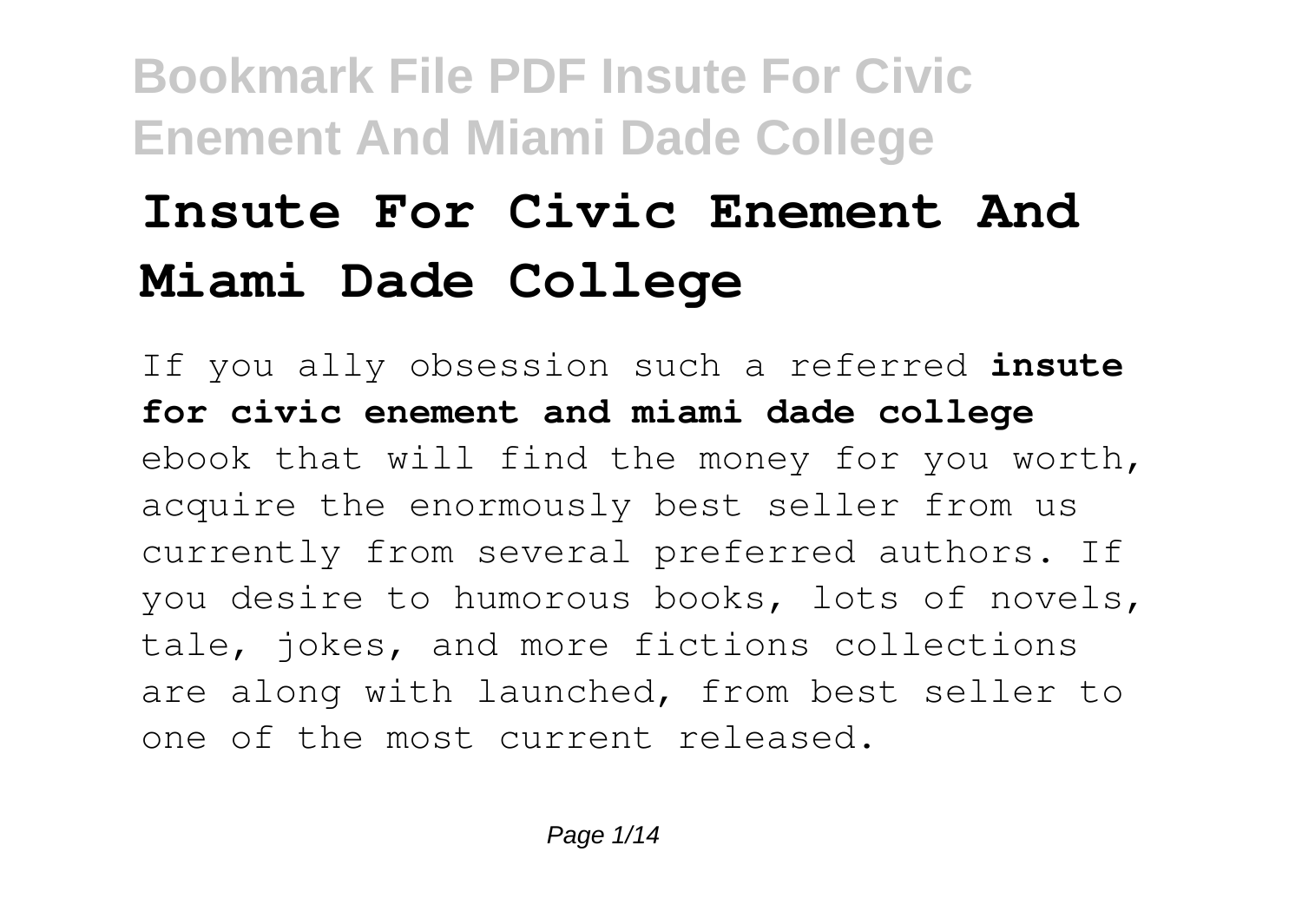# Insute For Civic Enement And Miami Dade College

If you ally obsession such a referred **insute for civic enement and miami dade college** ebook that will find the money for you worth, acquire the enormously best seller from us currently from several preferred authors. If you desire to humorous books, lots of novels, tale, jokes, and more fictions collections are along with launched, from best seller to one of the most current released.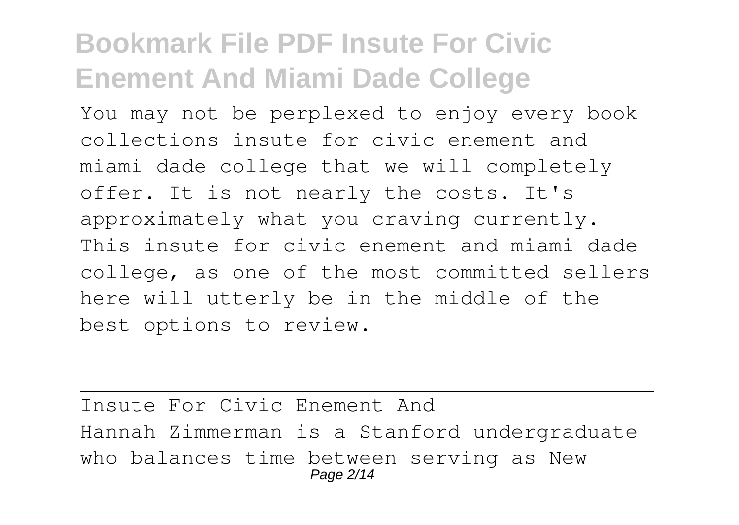You may not be perplexed to enjoy every book collections insute for civic enement and miami dade college that we will completely offer. It is not nearly the costs. It's approximately what you craving currently. This insute for civic enement and miami dade college, as one of the most committed sellers here will utterly be in the middle of the best options to review.

## Insute For Civic Enement And

Hannah Zimmerman is a Stanford undergraduate who balances time between serving as New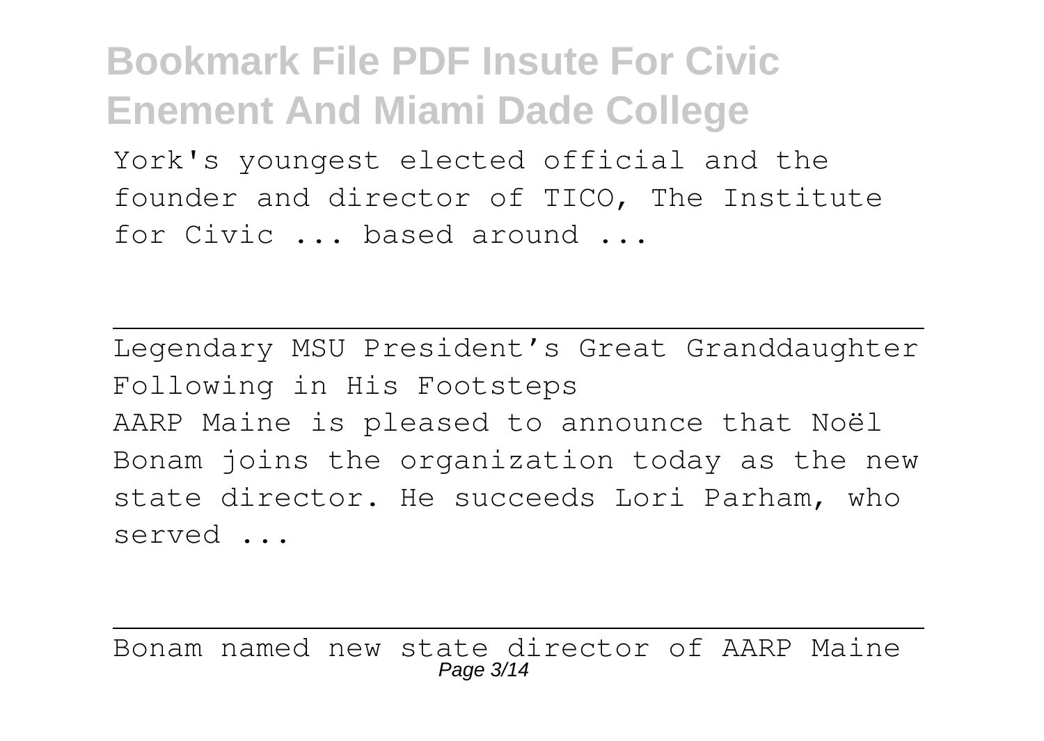York's youngest elected official and the founder and director of TICO, The Institute for Civic ... based around ...

---

Legendary MSU President’s Great Granddaughter Following in His Footsteps

AARP Maine is pleased to announce that Noël Bonam joins the organization today as the new state director. He succeeds Lori Parham, who served ...

---

Bonam named new state director of AARP Maine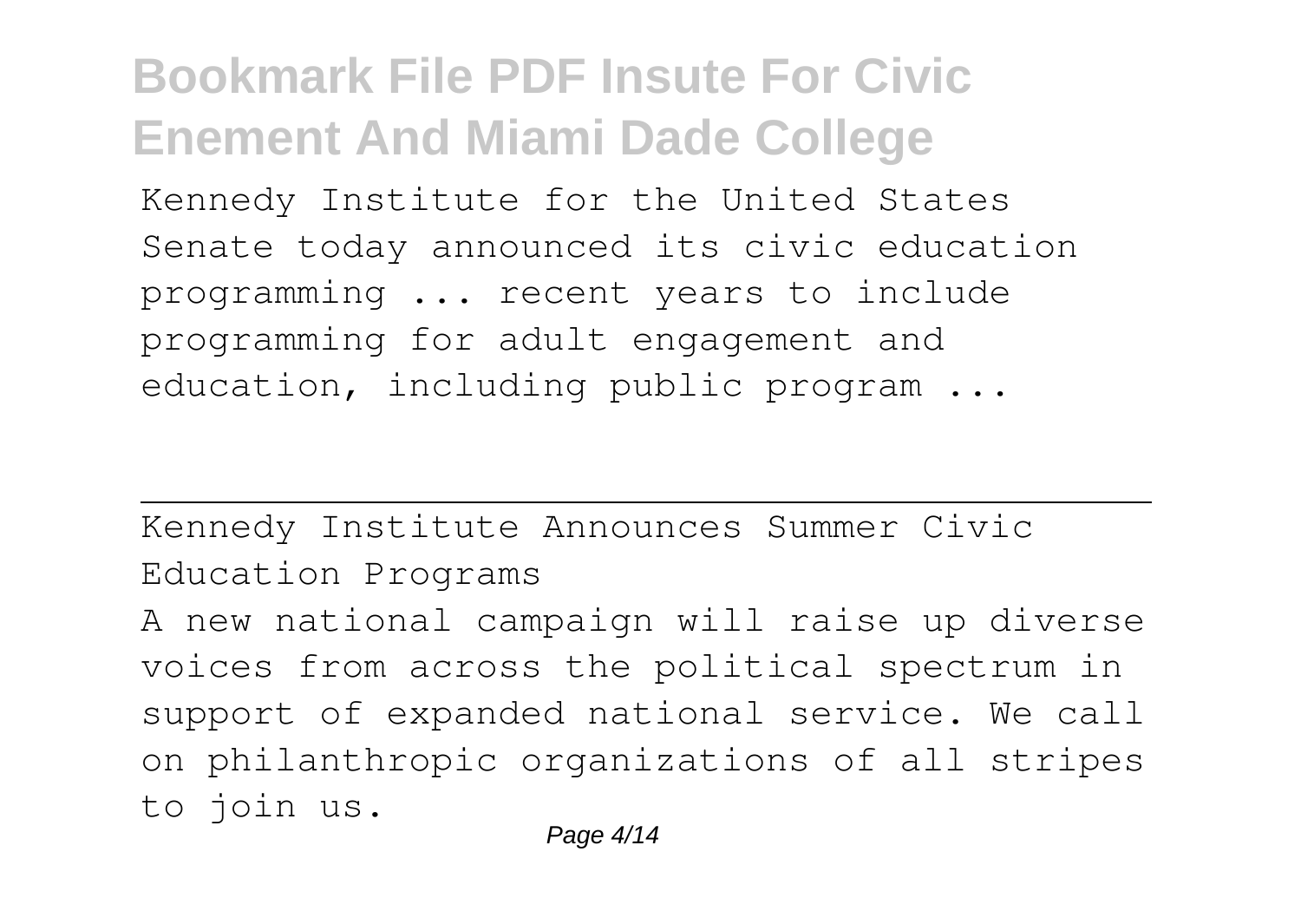Kennedy Institute for the United States Senate today announced its civic education programming ... recent years to include programming for adult engagement and education, including public program ...

## Kennedy Institute Announces Summer Civic Education Programs

A new national campaign will raise up diverse voices from across the political spectrum in support of expanded national service. We call on philanthropic organizations of all stripes to join us.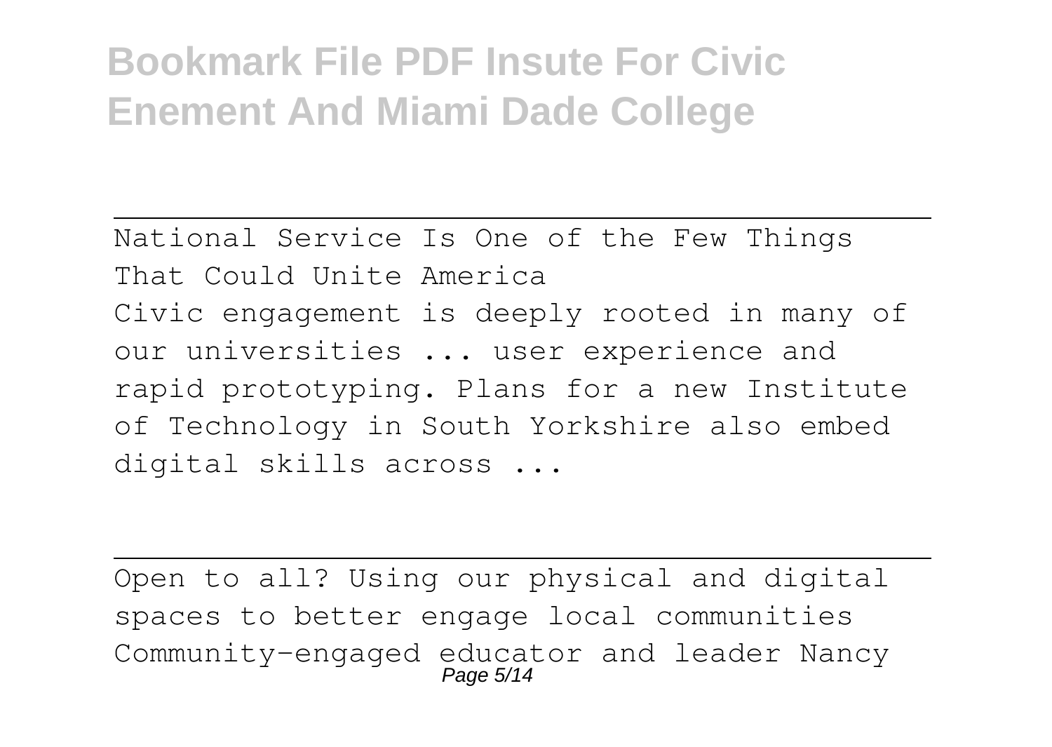National Service Is One of the Few Things That Could Unite America

Civic engagement is deeply rooted in many of our universities ... user experience and rapid prototyping. Plans for a new Institute of Technology in South Yorkshire also embed digital skills across ...

---

Open to all? Using our physical and digital spaces to better engage local communities

Community-engaged educator and leader Nancy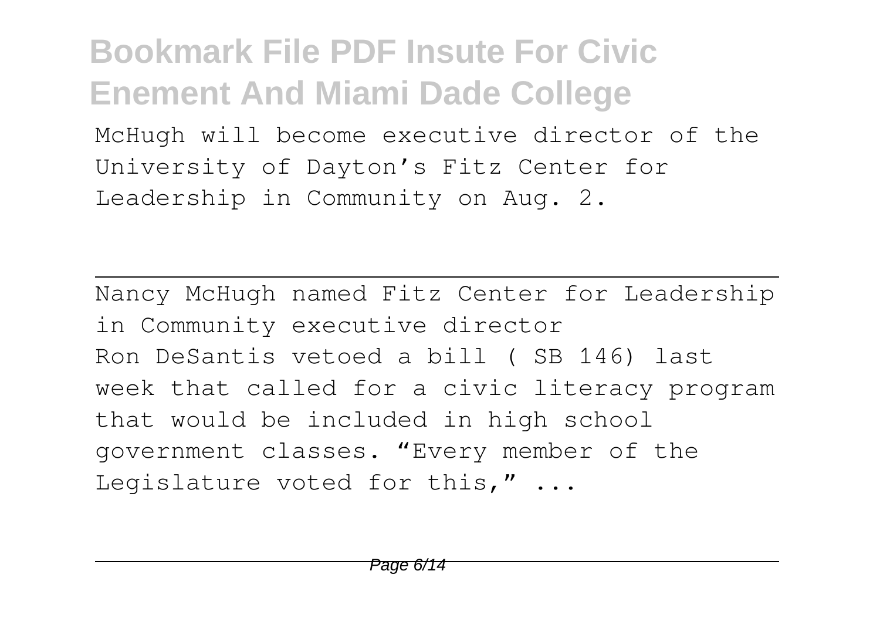McHugh will become executive director of the University of Dayton's Fitz Center for Leadership in Community on Aug. 2.

---

Nancy McHugh named Fitz Center for Leadership in Community executive director
Ron DeSantis vetoed a bill ( SB 146) last week that called for a civic literacy program that would be included in high school government classes. "Every member of the Legislature voted for this," ...

---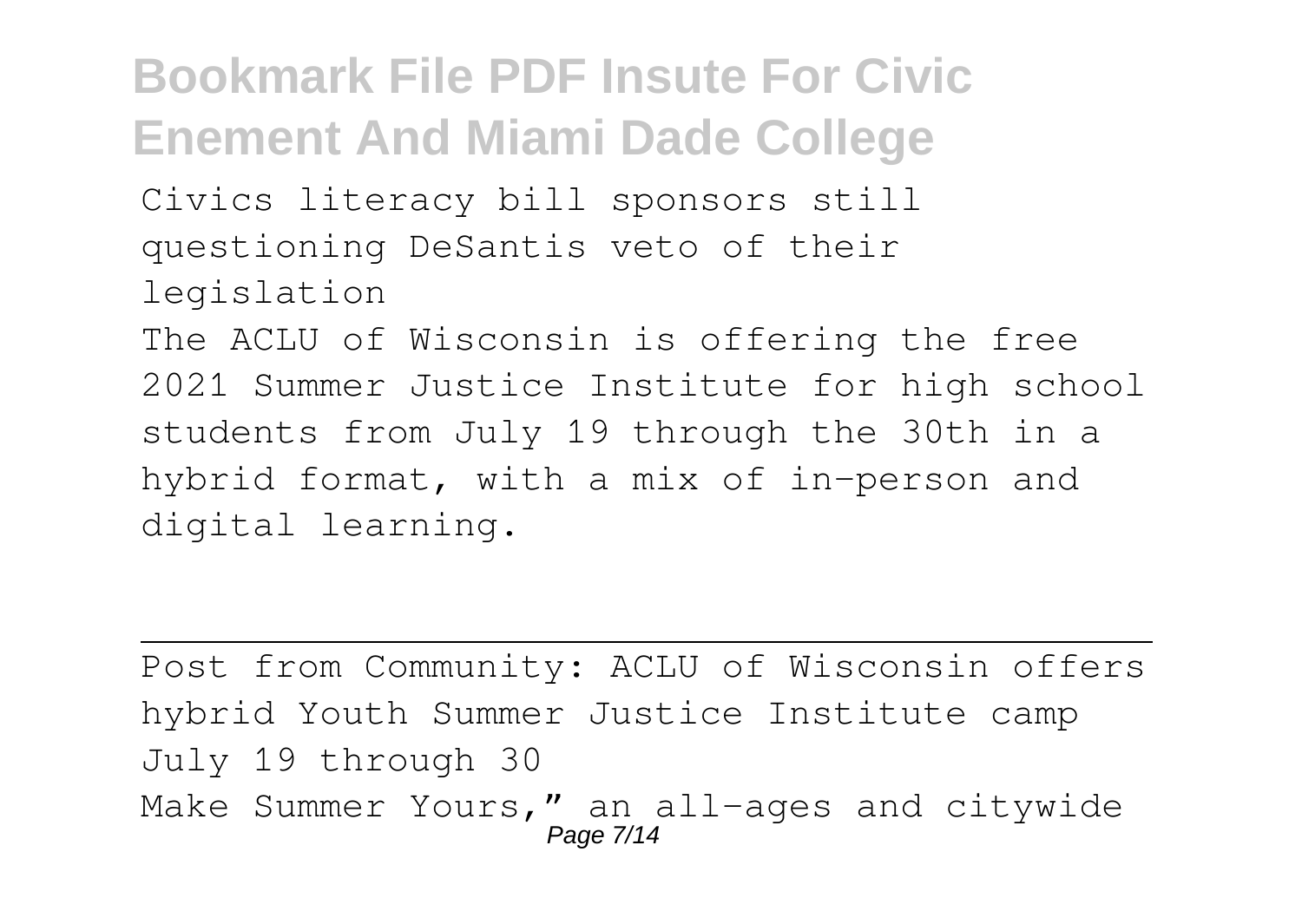Civics literacy bill sponsors still questioning DeSantis veto of their legislation

The ACLU of Wisconsin is offering the free 2021 Summer Justice Institute for high school students from July 19 through the 30th in a hybrid format, with a mix of in-person and digital learning.

---

Post from Community: ACLU of Wisconsin offers hybrid Youth Summer Justice Institute camp July 19 through 30

Make Summer Yours," an all-ages and citywide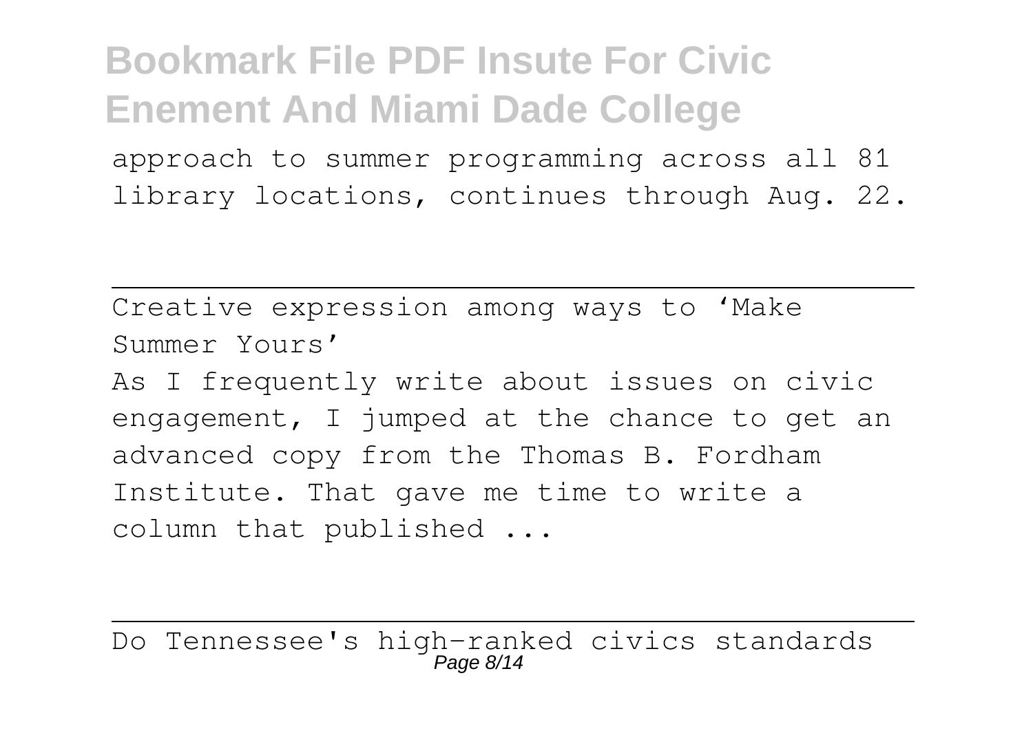approach to summer programming across all 81 library locations, continues through Aug. 22.

---

Creative expression among ways to 'Make Summer Yours'

As I frequently write about issues on civic engagement, I jumped at the chance to get an advanced copy from the Thomas B. Fordham Institute. That gave me time to write a column that published ...

---

Do Tennessee's high-ranked civics standards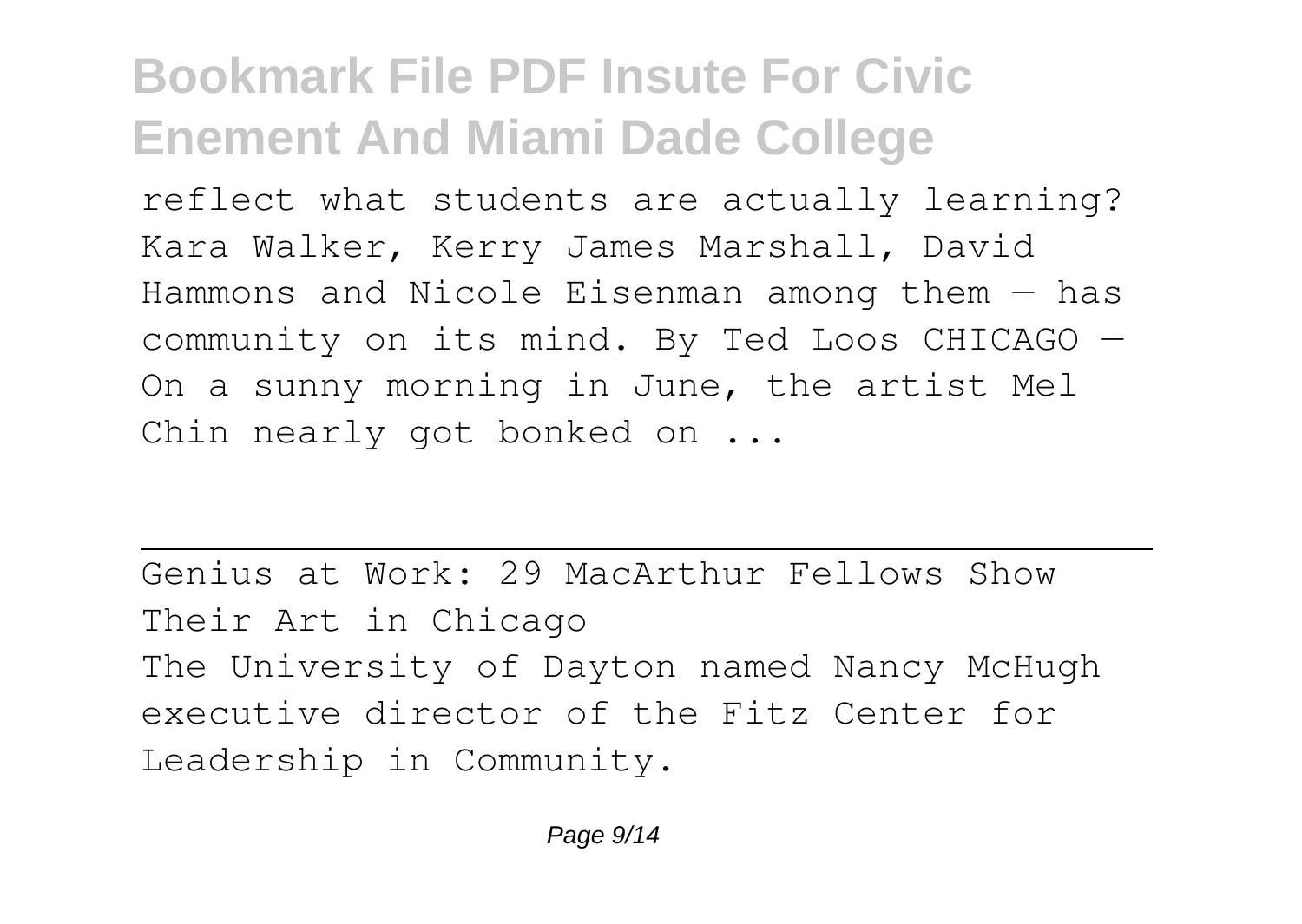reflect what students are actually learning? Kara Walker, Kerry James Marshall, David Hammons and Nicole Eisenman among them — has community on its mind. By Ted Loos CHICAGO — On a sunny morning in June, the artist Mel Chin nearly got bonked on ...

---

Genius at Work: 29 MacArthur Fellows Show Their Art in Chicago

The University of Dayton named Nancy McHugh executive director of the Fitz Center for Leadership in Community.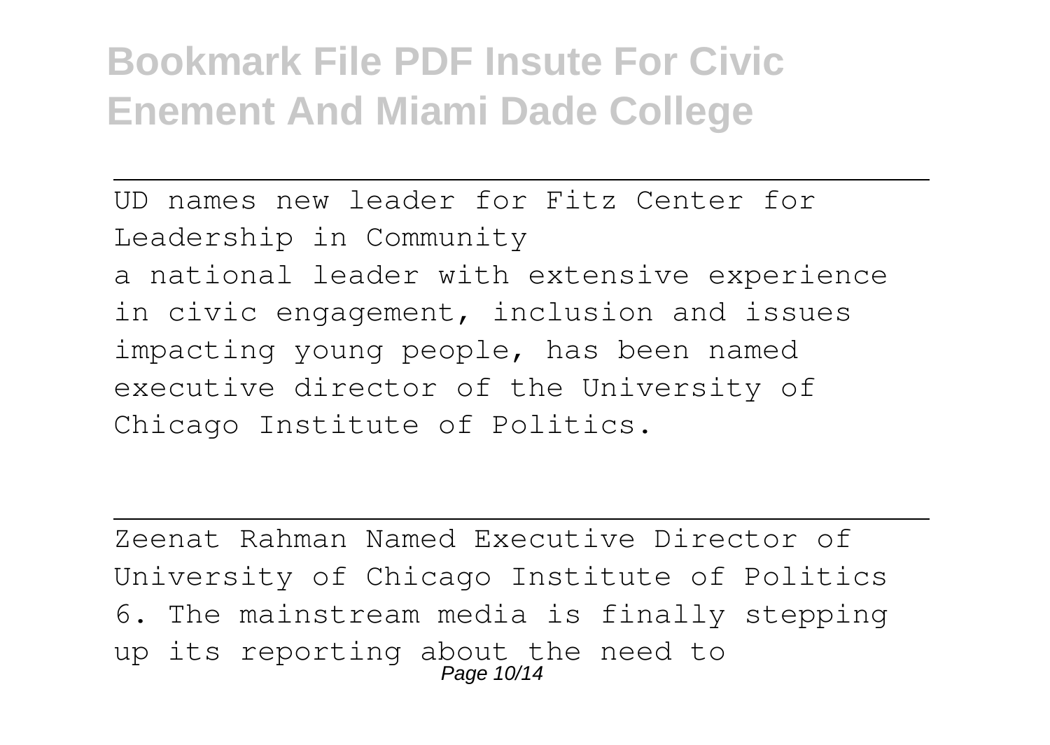UD names new leader for Fitz Center for Leadership in Community
a national leader with extensive experience in civic engagement, inclusion and issues impacting young people, has been named executive director of the University of Chicago Institute of Politics.

---

Zeenat Rahman Named Executive Director of University of Chicago Institute of Politics
6. The mainstream media is finally stepping up its reporting about the need to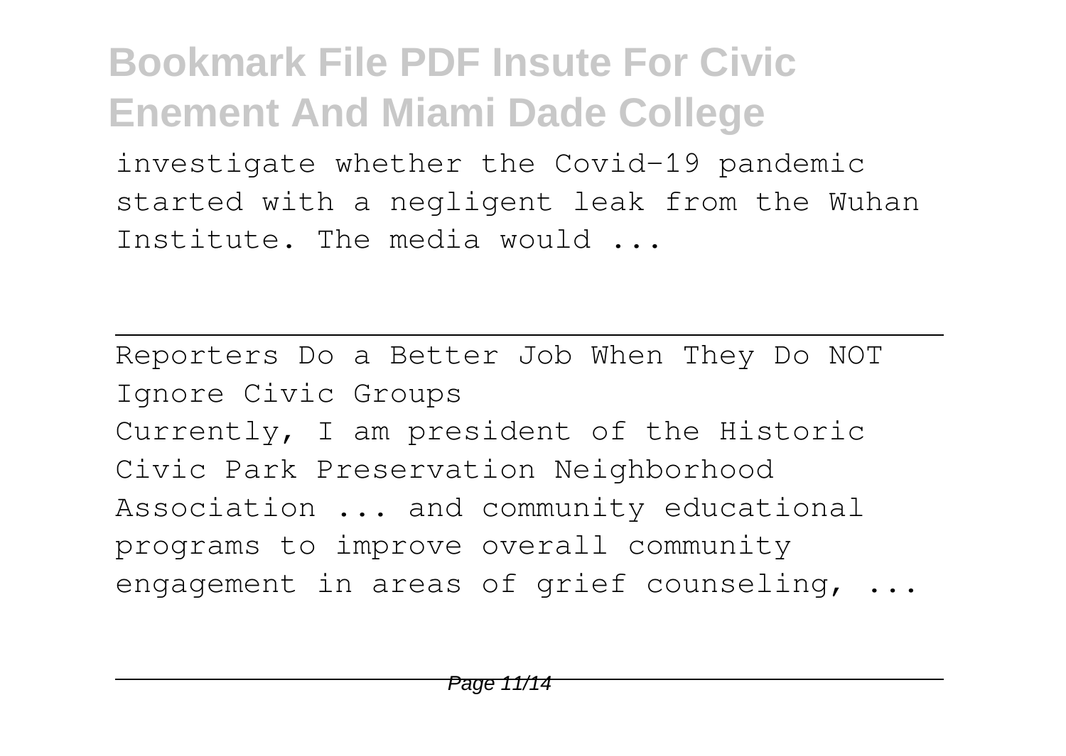investigate whether the Covid-19 pandemic started with a negligent leak from the Wuhan Institute. The media would ...

Reporters Do a Better Job When They Do NOT Ignore Civic Groups

Currently, I am president of the Historic Civic Park Preservation Neighborhood Association ... and community educational programs to improve overall community engagement in areas of grief counseling, ...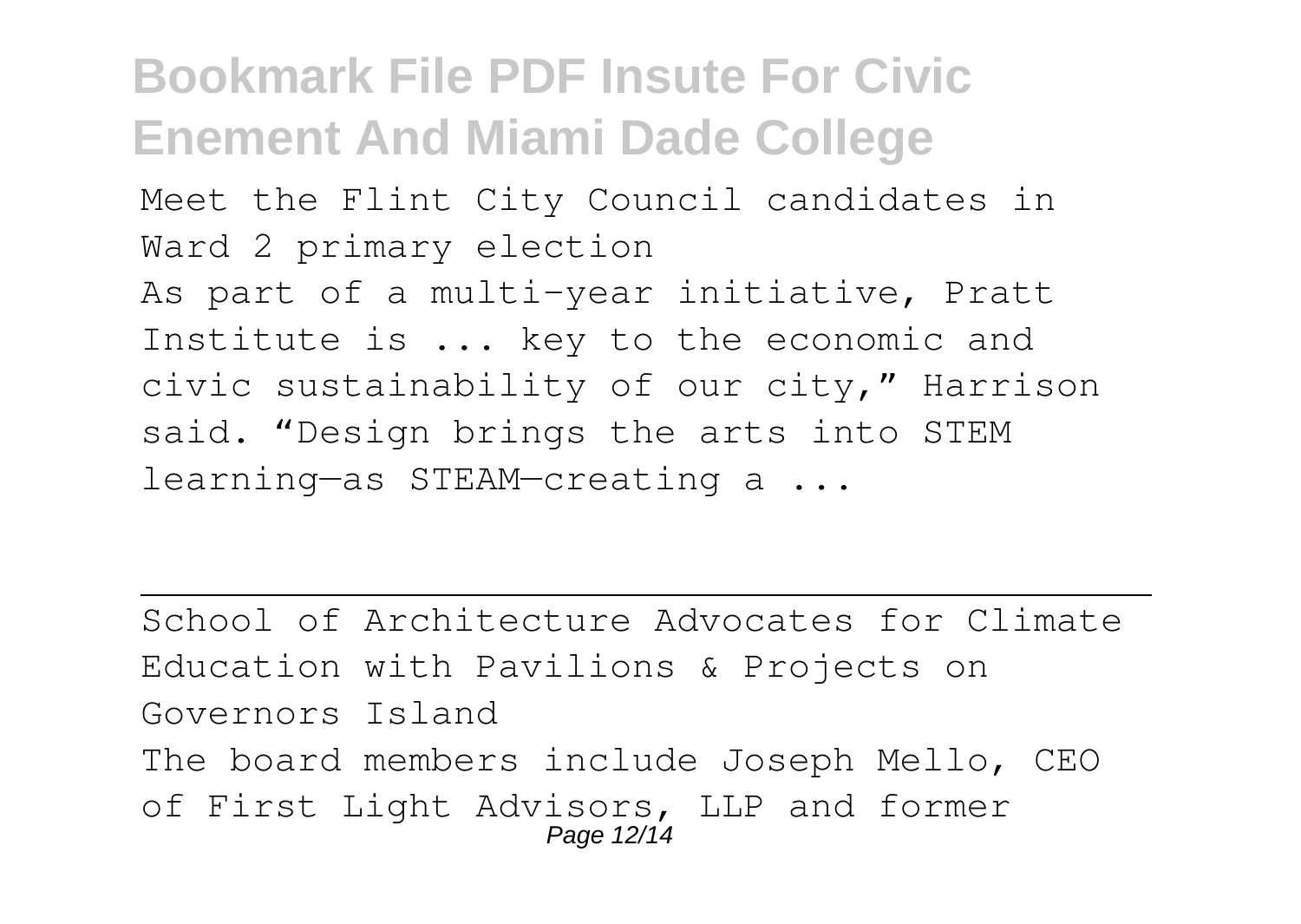Meet the Flint City Council candidates in Ward 2 primary election

As part of a multi-year initiative, Pratt Institute is ... key to the economic and civic sustainability of our city," Harrison said. "Design brings the arts into STEM learning—as STEAM—creating a ...

---

School of Architecture Advocates for Climate Education with Pavilions & Projects on Governors Island

The board members include Joseph Mello, CEO of First Light Advisors, LLP and former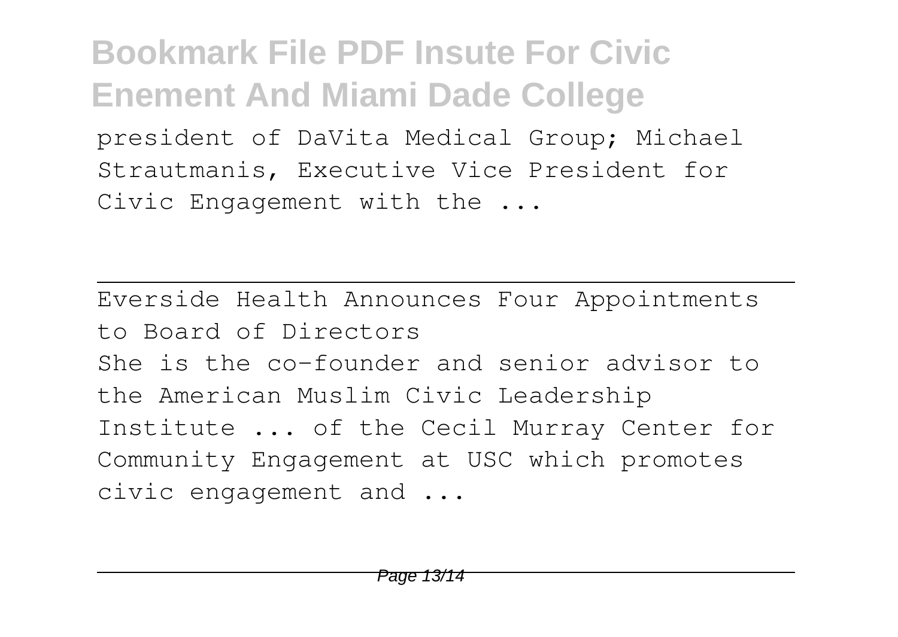president of DaVita Medical Group; Michael Strautmanis, Executive Vice President for Civic Engagement with the ...

## Everside Health Announces Four Appointments to Board of Directors

She is the co-founder and senior advisor to the American Muslim Civic Leadership Institute ... of the Cecil Murray Center for Community Engagement at USC which promotes civic engagement and ...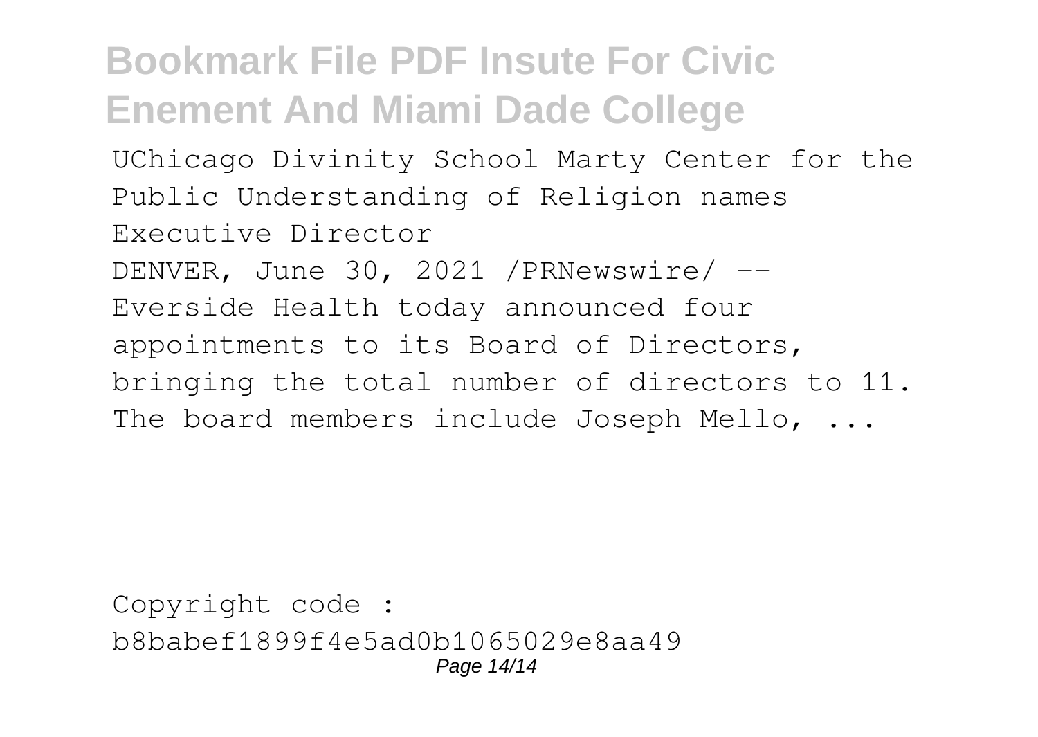UChicago Divinity School Marty Center for the Public Understanding of Religion names Executive Director

DENVER, June 30, 2021 /PRNewswire/ -- Everside Health today announced four appointments to its Board of Directors, bringing the total number of directors to 11. The board members include Joseph Mello, ...

Copyright code : b8babef1899f4e5ad0b1065029e8aa49